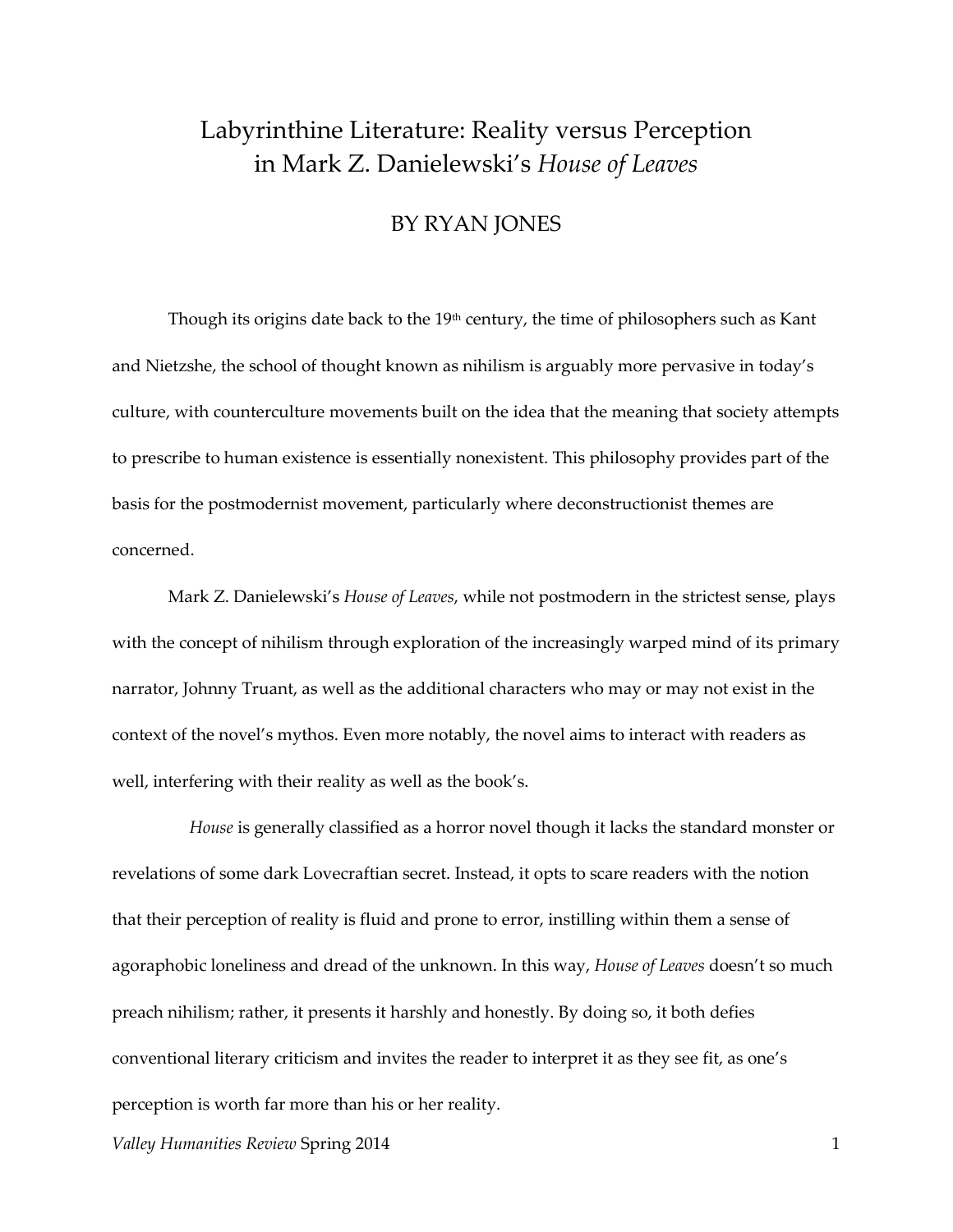# Labyrinthine Literature: Reality versus Perception in Mark Z. Danielewski's *House of Leaves*

BY RYAN JONES

Though its origins date back to the 19th century, the time of philosophers such as Kant and Nietzshe, the school of thought known as nihilism is arguably more pervasive in today's culture, with counterculture movements built on the idea that the meaning that society attempts to prescribe to human existence is essentially nonexistent. This philosophy provides part of the basis for the postmodernist movement, particularly where deconstructionist themes are concerned.

Mark Z. Danielewski's *House of Leaves*, while not postmodern in the strictest sense, plays with the concept of nihilism through exploration of the increasingly warped mind of its primary narrator, Johnny Truant, as well as the additional characters who may or may not exist in the context of the novel's mythos. Even more notably, the novel aims to interact with readers as well, interfering with their reality as well as the book's.

*House* is generally classified as a horror novel though it lacks the standard monster or revelations of some dark Lovecraftian secret. Instead, it opts to scare readers with the notion that their perception of reality is fluid and prone to error, instilling within them a sense of agoraphobic loneliness and dread of the unknown. In this way, *House of Leaves* doesn't so much preach nihilism; rather, it presents it harshly and honestly. By doing so, it both defies conventional literary criticism and invites the reader to interpret it as they see fit, as one's perception is worth far more than his or her reality.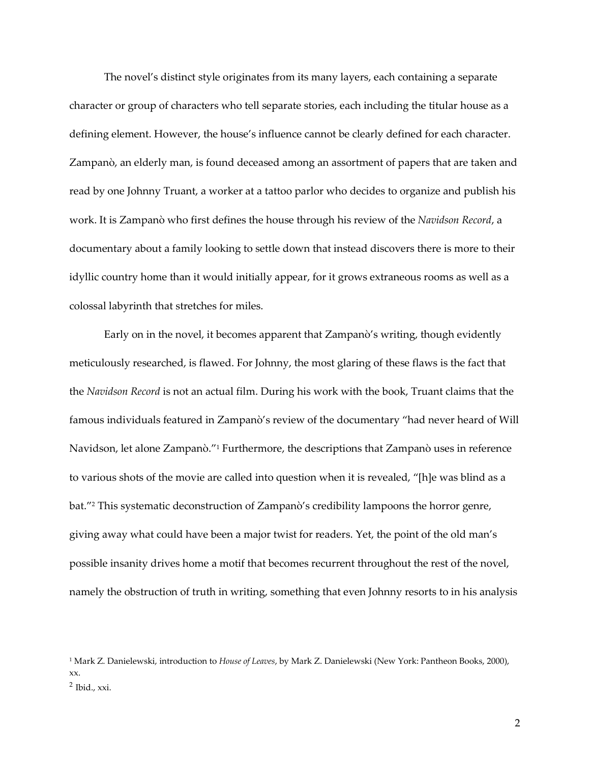The novel's distinct style originates from its many layers, each containing a separate character or group of characters who tell separate stories, each including the titular house as a defining element. However, the house's influence cannot be clearly defined for each character. Zampanò, an elderly man, is found deceased among an assortment of papers that are taken and read by one Johnny Truant, a worker at a tattoo parlor who decides to organize and publish his work. It is Zampanò who first defines the house through his review of the *Navidson Record*, a documentary about a family looking to settle down that instead discovers there is more to their idyllic country home than it would initially appear, for it grows extraneous rooms as well as a colossal labyrinth that stretches for miles.

Early on in the novel, it becomes apparent that Zampanò's writing, though evidently meticulously researched, is flawed. For Johnny, the most glaring of these flaws is the fact that the *Navidson Record* is not an actual film. During his work with the book, Truant claims that the famous individuals featured in Zampanò's review of the documentary "had never heard of Will Navidson, let alone Zampanò."[1] Furthermore, the descriptions that Zampanò uses in reference to various shots of the movie are called into question when it is revealed, "[h]e was blind as a bat."[2] This systematic deconstruction of Zampanò's credibility lampoons the horror genre, giving away what could have been a major twist for readers. Yet, the point of the old man's possible insanity drives home a motif that becomes recurrent throughout the rest of the novel, namely the obstruction of truth in writing, something that even Johnny resorts to in his analysis

[1] Mark Z. Danielewski, introduction to *House of Leaves*, by Mark Z. Danielewski (New York: Pantheon Books, 2000), xx.

[2] Ibid., xxi.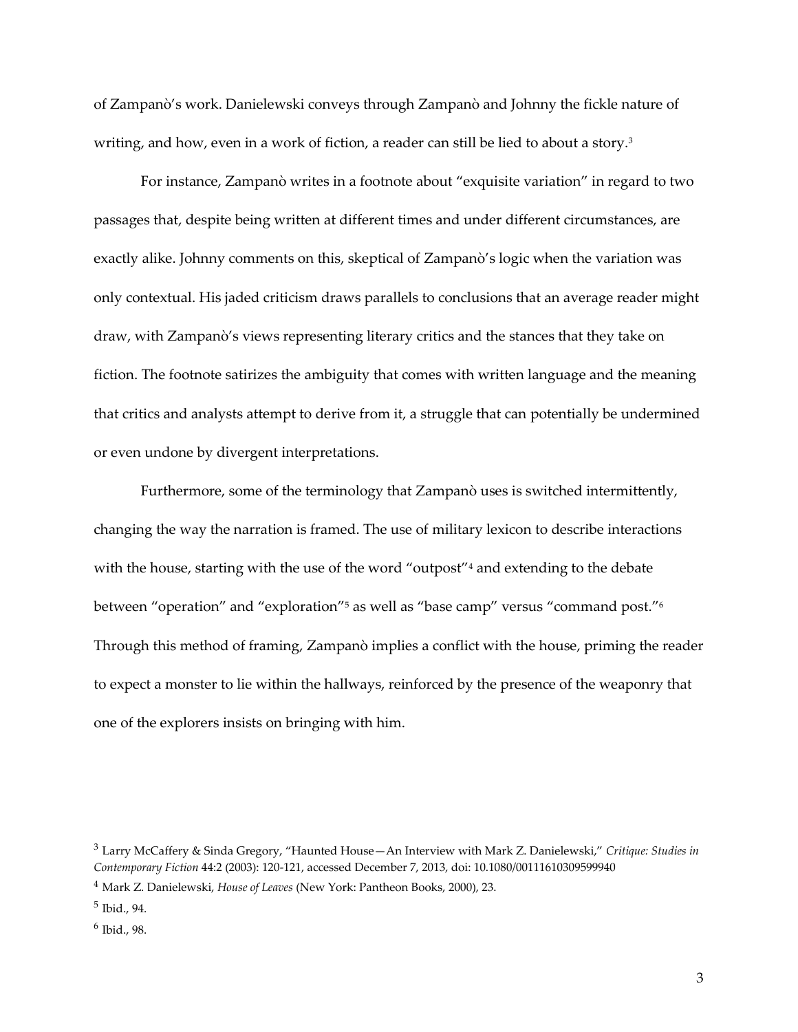of Zampanò's work. Danielewski conveys through Zampanò and Johnny the fickle nature of writing, and how, even in a work of fiction, a reader can still be lied to about a story.[3]

For instance, Zampanò writes in a footnote about "exquisite variation" in regard to two passages that, despite being written at different times and under different circumstances, are exactly alike. Johnny comments on this, skeptical of Zampanò's logic when the variation was only contextual. His jaded criticism draws parallels to conclusions that an average reader might draw, with Zampanò's views representing literary critics and the stances that they take on fiction. The footnote satirizes the ambiguity that comes with written language and the meaning that critics and analysts attempt to derive from it, a struggle that can potentially be undermined or even undone by divergent interpretations.

Furthermore, some of the terminology that Zampanò uses is switched intermittently, changing the way the narration is framed. The use of military lexicon to describe interactions with the house, starting with the use of the word "outpost"[4] and extending to the debate between "operation" and "exploration"[5] as well as "base camp" versus "command post."[6] Through this method of framing, Zampanò implies a conflict with the house, priming the reader to expect a monster to lie within the hallways, reinforced by the presence of the weaponry that one of the explorers insists on bringing with him.

[3] Larry McCaffery & Sinda Gregory, "Haunted House—An Interview with Mark Z. Danielewski," *Critique: Studies in Contemporary Fiction* 44:2 (2003): 120-121, accessed December 7, 2013, doi: 10.1080/00111610309599940

[4] Mark Z. Danielewski, *House of Leaves* (New York: Pantheon Books, 2000), 23.

[5] Ibid., 94.

[6] Ibid., 98.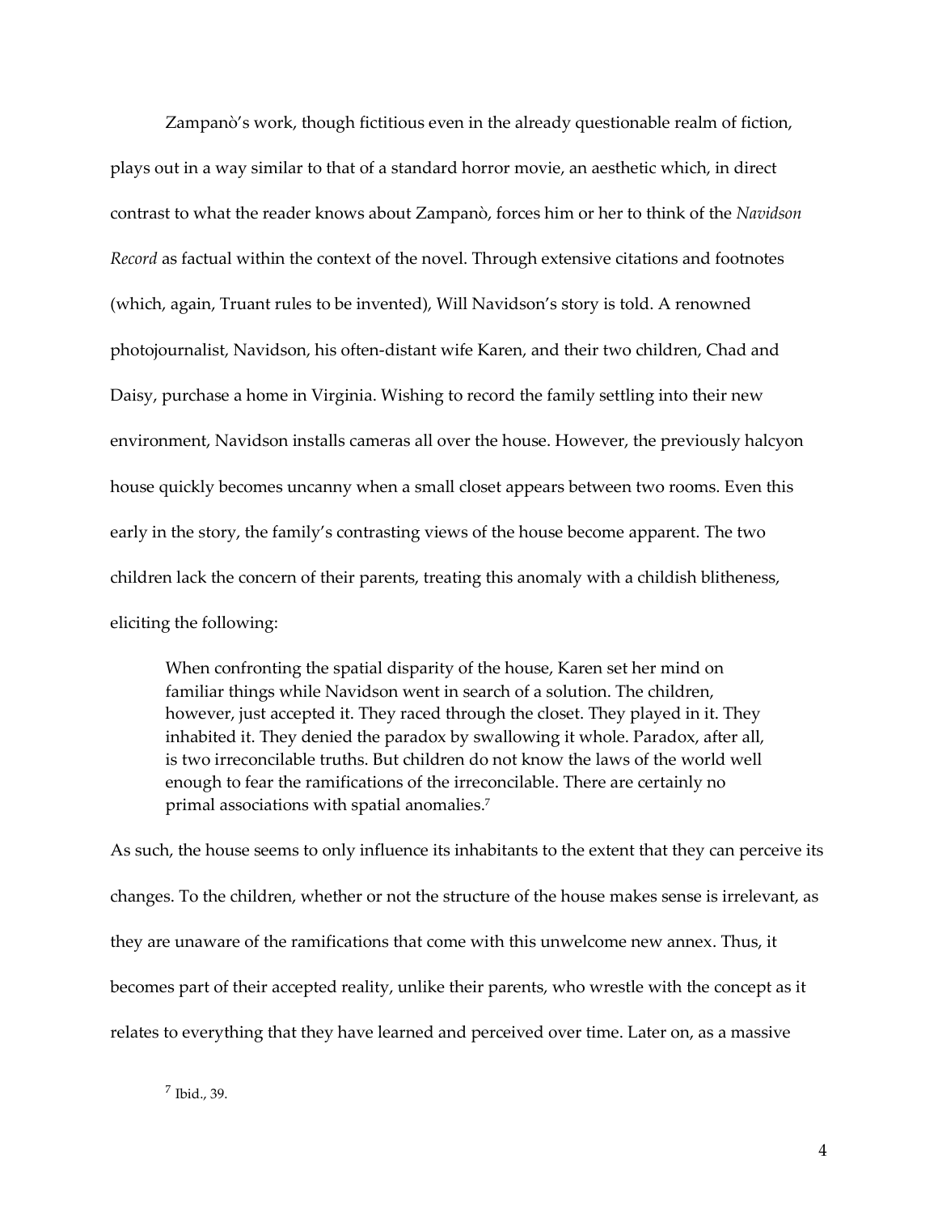Zampanò's work, though fictitious even in the already questionable realm of fiction, plays out in a way similar to that of a standard horror movie, an aesthetic which, in direct contrast to what the reader knows about Zampanò, forces him or her to think of the *Navidson Record* as factual within the context of the novel. Through extensive citations and footnotes (which, again, Truant rules to be invented), Will Navidson's story is told. A renowned photojournalist, Navidson, his often-distant wife Karen, and their two children, Chad and Daisy, purchase a home in Virginia. Wishing to record the family settling into their new environment, Navidson installs cameras all over the house. However, the previously halcyon house quickly becomes uncanny when a small closet appears between two rooms. Even this early in the story, the family's contrasting views of the house become apparent. The two children lack the concern of their parents, treating this anomaly with a childish blitheness, eliciting the following:

> When confronting the spatial disparity of the house, Karen set her mind on familiar things while Navidson went in search of a solution. The children, however, just accepted it. They raced through the closet. They played in it. They inhabited it. They denied the paradox by swallowing it whole. Paradox, after all, is two irreconcilable truths. But children do not know the laws of the world well enough to fear the ramifications of the irreconcilable. There are certainly no primal associations with spatial anomalies.[7]

As such, the house seems to only influence its inhabitants to the extent that they can perceive its changes. To the children, whether or not the structure of the house makes sense is irrelevant, as they are unaware of the ramifications that come with this unwelcome new annex. Thus, it becomes part of their accepted reality, unlike their parents, who wrestle with the concept as it relates to everything that they have learned and perceived over time. Later on, as a massive

[7] Ibid., 39.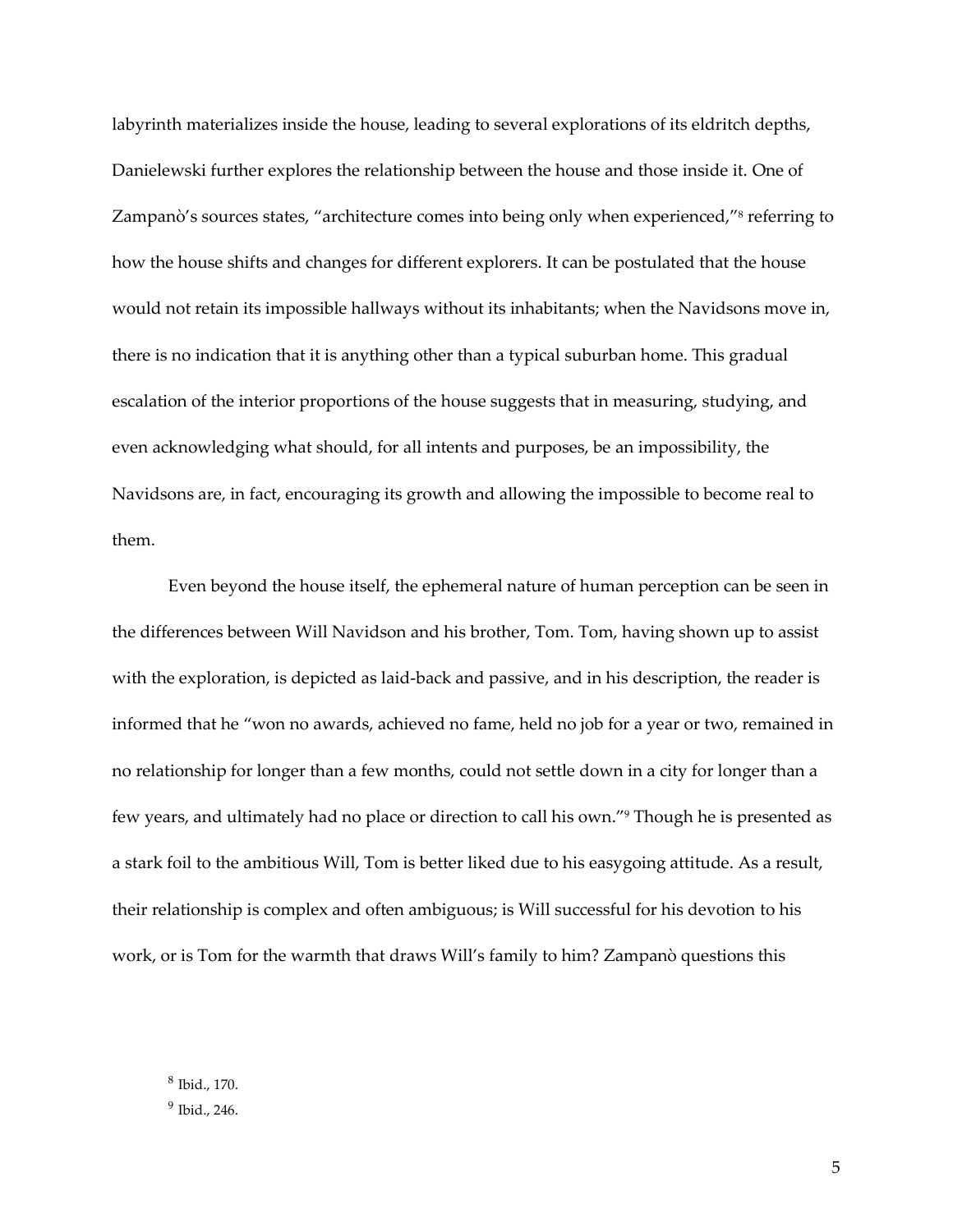labyrinth materializes inside the house, leading to several explorations of its eldritch depths, Danielewski further explores the relationship between the house and those inside it. One of Zampanò's sources states, "architecture comes into being only when experienced,"[8] referring to how the house shifts and changes for different explorers. It can be postulated that the house would not retain its impossible hallways without its inhabitants; when the Navidsons move in, there is no indication that it is anything other than a typical suburban home. This gradual escalation of the interior proportions of the house suggests that in measuring, studying, and even acknowledging what should, for all intents and purposes, be an impossibility, the Navidsons are, in fact, encouraging its growth and allowing the impossible to become real to them.

Even beyond the house itself, the ephemeral nature of human perception can be seen in the differences between Will Navidson and his brother, Tom. Tom, having shown up to assist with the exploration, is depicted as laid-back and passive, and in his description, the reader is informed that he "won no awards, achieved no fame, held no job for a year or two, remained in no relationship for longer than a few months, could not settle down in a city for longer than a few years, and ultimately had no place or direction to call his own."[9] Though he is presented as a stark foil to the ambitious Will, Tom is better liked due to his easygoing attitude. As a result, their relationship is complex and often ambiguous; is Will successful for his devotion to his work, or is Tom for the warmth that draws Will's family to him? Zampanò questions this

[8] Ibid., 170.

[9] Ibid., 246.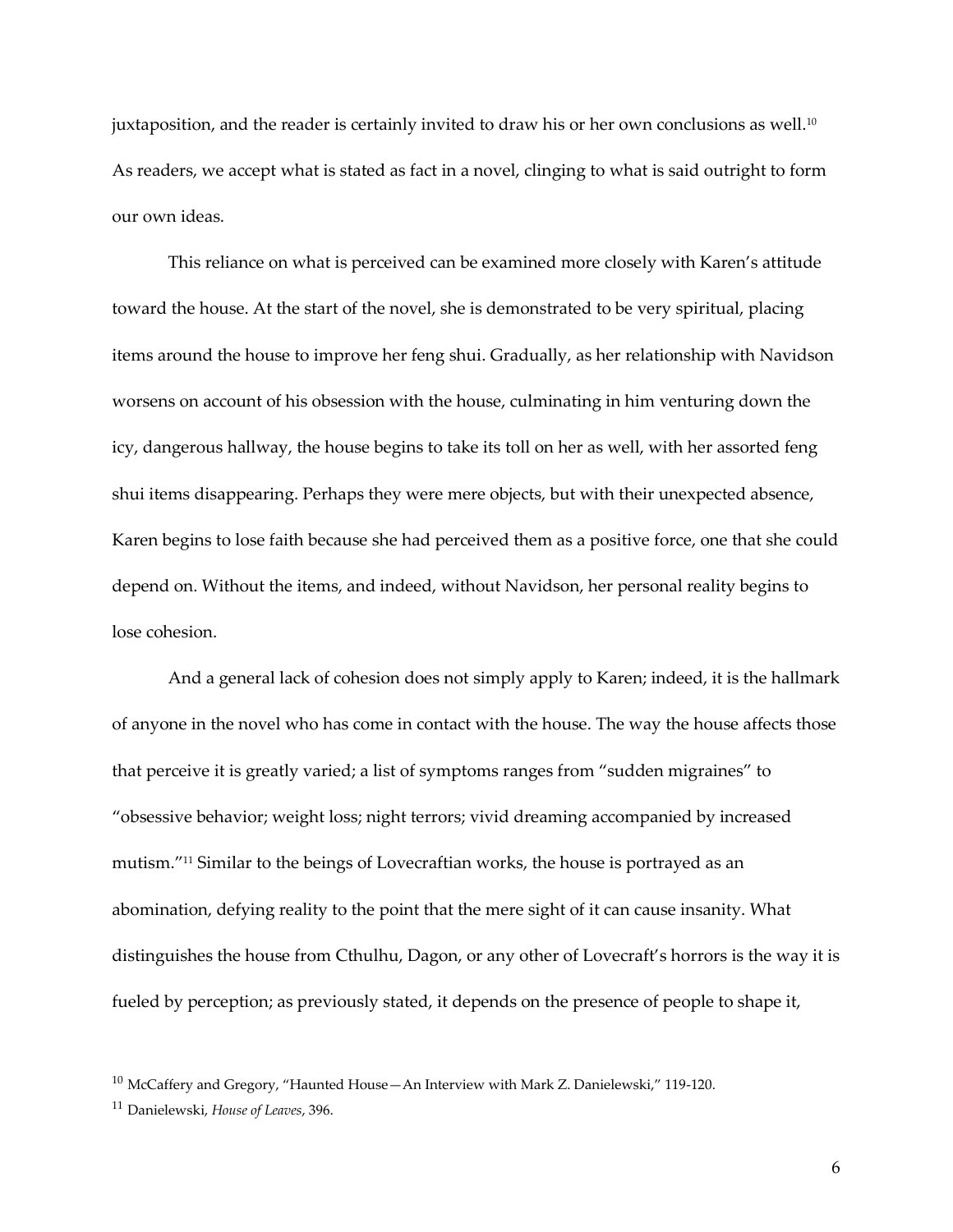juxtaposition, and the reader is certainly invited to draw his or her own conclusions as well.[10] As readers, we accept what is stated as fact in a novel, clinging to what is said outright to form our own ideas.

This reliance on what is perceived can be examined more closely with Karen's attitude toward the house. At the start of the novel, she is demonstrated to be very spiritual, placing items around the house to improve her feng shui. Gradually, as her relationship with Navidson worsens on account of his obsession with the house, culminating in him venturing down the icy, dangerous hallway, the house begins to take its toll on her as well, with her assorted feng shui items disappearing. Perhaps they were mere objects, but with their unexpected absence, Karen begins to lose faith because she had perceived them as a positive force, one that she could depend on. Without the items, and indeed, without Navidson, her personal reality begins to lose cohesion.

And a general lack of cohesion does not simply apply to Karen; indeed, it is the hallmark of anyone in the novel who has come in contact with the house. The way the house affects those that perceive it is greatly varied; a list of symptoms ranges from "sudden migraines" to "obsessive behavior; weight loss; night terrors; vivid dreaming accompanied by increased mutism."[11] Similar to the beings of Lovecraftian works, the house is portrayed as an abomination, defying reality to the point that the mere sight of it can cause insanity. What distinguishes the house from Cthulhu, Dagon, or any other of Lovecraft's horrors is the way it is fueled by perception; as previously stated, it depends on the presence of people to shape it,

[10] McCaffery and Gregory, "Haunted House—An Interview with Mark Z. Danielewski," 119-120.

[11] Danielewski, *House of Leaves*, 396.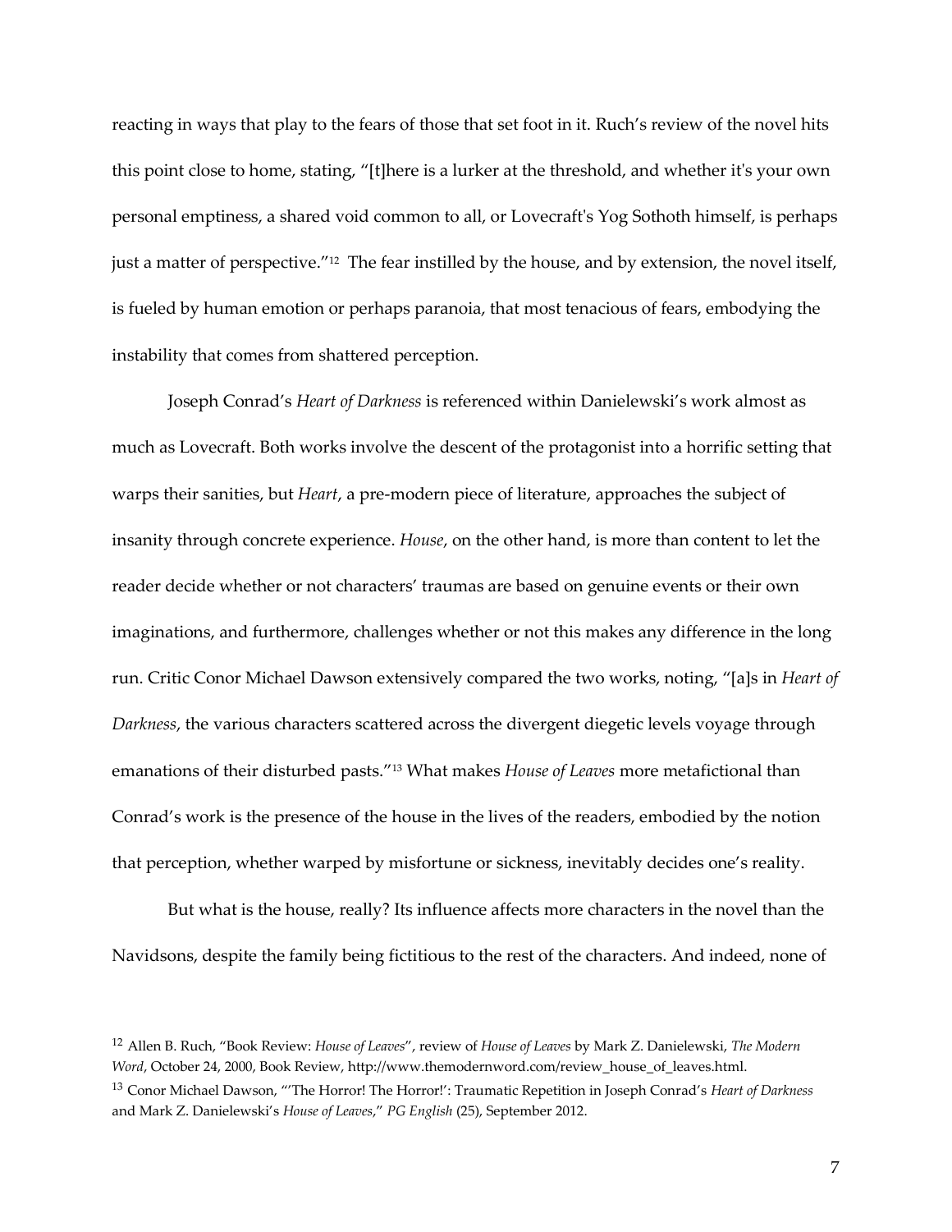reacting in ways that play to the fears of those that set foot in it. Ruch's review of the novel hits this point close to home, stating, "[t]here is a lurker at the threshold, and whether it's your own personal emptiness, a shared void common to all, or Lovecraft's Yog Sothoth himself, is perhaps just a matter of perspective."[12] The fear instilled by the house, and by extension, the novel itself, is fueled by human emotion or perhaps paranoia, that most tenacious of fears, embodying the instability that comes from shattered perception.

Joseph Conrad's *Heart of Darkness* is referenced within Danielewski's work almost as much as Lovecraft. Both works involve the descent of the protagonist into a horrific setting that warps their sanities, but *Heart*, a pre-modern piece of literature, approaches the subject of insanity through concrete experience. *House*, on the other hand, is more than content to let the reader decide whether or not characters' traumas are based on genuine events or their own imaginations, and furthermore, challenges whether or not this makes any difference in the long run. Critic Conor Michael Dawson extensively compared the two works, noting, "[a]s in *Heart of Darkness*, the various characters scattered across the divergent diegetic levels voyage through emanations of their disturbed pasts."[13] What makes *House of Leaves* more metafictional than Conrad's work is the presence of the house in the lives of the readers, embodied by the notion that perception, whether warped by misfortune or sickness, inevitably decides one's reality.

But what is the house, really? Its influence affects more characters in the novel than the Navidsons, despite the family being fictitious to the rest of the characters. And indeed, none of

---

[12] Allen B. Ruch, "Book Review: *House of Leaves*", review of *House of Leaves* by Mark Z. Danielewski, *The Modern Word*, October 24, 2000, Book Review, http://www.themodernword.com/review_house_of_leaves.html.

[13] Conor Michael Dawson, "'The Horror! The Horror!': Traumatic Repetition in Joseph Conrad's *Heart of Darkness* and Mark Z. Danielewski's *House of Leaves*," *PG English* (25), September 2012.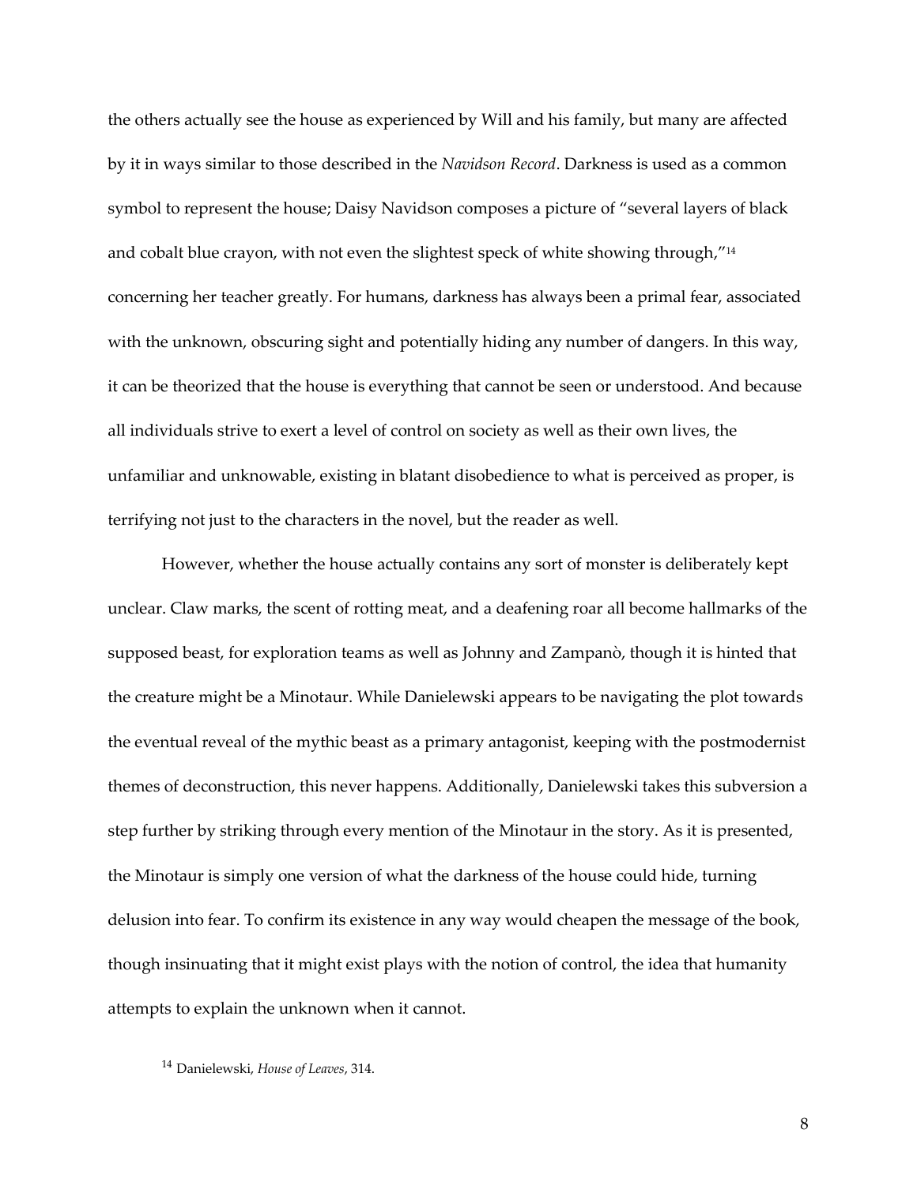the others actually see the house as experienced by Will and his family, but many are affected by it in ways similar to those described in the *Navidson Record*. Darkness is used as a common symbol to represent the house; Daisy Navidson composes a picture of "several layers of black and cobalt blue crayon, with not even the slightest speck of white showing through,"[14] concerning her teacher greatly. For humans, darkness has always been a primal fear, associated with the unknown, obscuring sight and potentially hiding any number of dangers. In this way, it can be theorized that the house is everything that cannot be seen or understood. And because all individuals strive to exert a level of control on society as well as their own lives, the unfamiliar and unknowable, existing in blatant disobedience to what is perceived as proper, is terrifying not just to the characters in the novel, but the reader as well.

However, whether the house actually contains any sort of monster is deliberately kept unclear. Claw marks, the scent of rotting meat, and a deafening roar all become hallmarks of the supposed beast, for exploration teams as well as Johnny and Zampanò, though it is hinted that the creature might be a Minotaur. While Danielewski appears to be navigating the plot towards the eventual reveal of the mythic beast as a primary antagonist, keeping with the postmodernist themes of deconstruction, this never happens. Additionally, Danielewski takes this subversion a step further by striking through every mention of the Minotaur in the story. As it is presented, the Minotaur is simply one version of what the darkness of the house could hide, turning delusion into fear. To confirm its existence in any way would cheapen the message of the book, though insinuating that it might exist plays with the notion of control, the idea that humanity attempts to explain the unknown when it cannot.

[14] Danielewski, *House of Leaves*, 314.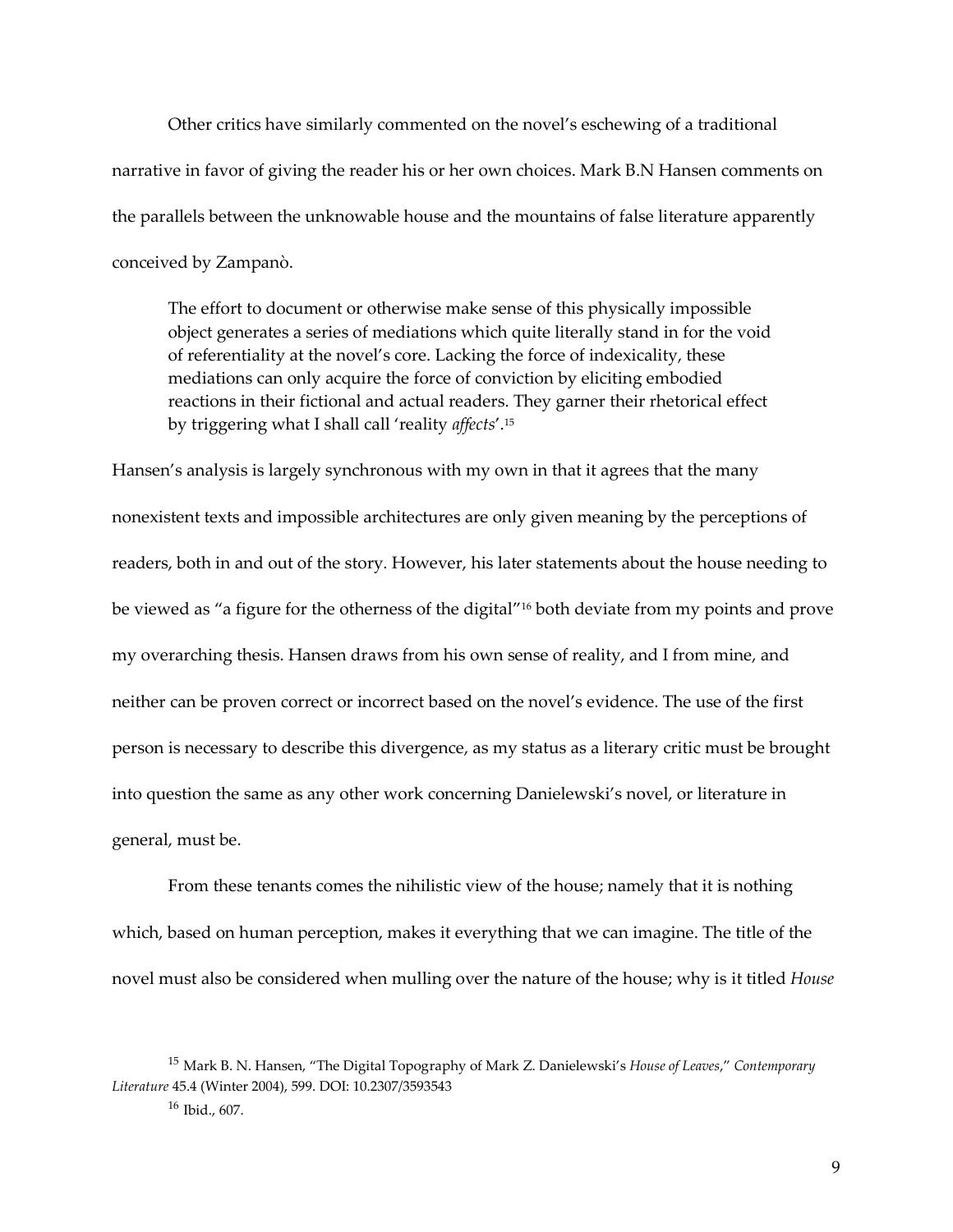Other critics have similarly commented on the novel's eschewing of a traditional narrative in favor of giving the reader his or her own choices. Mark B.N Hansen comments on the parallels between the unknowable house and the mountains of false literature apparently conceived by Zampanò.

> The effort to document or otherwise make sense of this physically impossible object generates a series of mediations which quite literally stand in for the void of referentiality at the novel's core. Lacking the force of indexicality, these mediations can only acquire the force of conviction by eliciting embodied reactions in their fictional and actual readers. They garner their rhetorical effect by triggering what I shall call 'reality *affects*'.[15]

Hansen's analysis is largely synchronous with my own in that it agrees that the many nonexistent texts and impossible architectures are only given meaning by the perceptions of readers, both in and out of the story. However, his later statements about the house needing to be viewed as "a figure for the otherness of the digital"[16] both deviate from my points and prove my overarching thesis. Hansen draws from his own sense of reality, and I from mine, and neither can be proven correct or incorrect based on the novel's evidence. The use of the first person is necessary to describe this divergence, as my status as a literary critic must be brought into question the same as any other work concerning Danielewski's novel, or literature in general, must be.

From these tenants comes the nihilistic view of the house; namely that it is nothing which, based on human perception, makes it everything that we can imagine. The title of the novel must also be considered when mulling over the nature of the house; why is it titled *House*

---

[15] Mark B. N. Hansen, "The Digital Topography of Mark Z. Danielewski's *House of Leaves*," *Contemporary Literature* 45.4 (Winter 2004), 599. DOI: 10.2307/3593543

[16] Ibid., 607.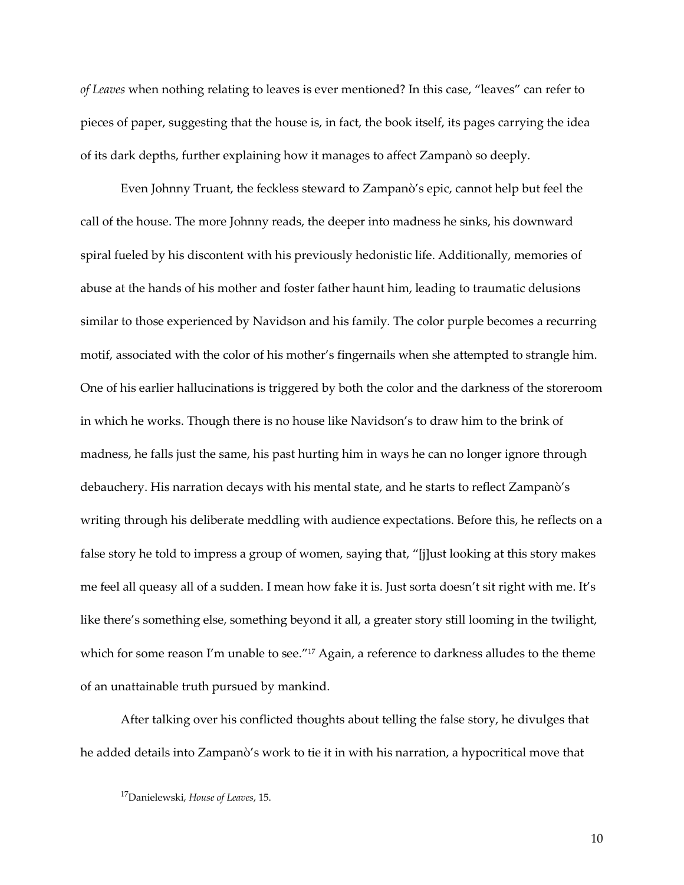*of Leaves* when nothing relating to leaves is ever mentioned? In this case, "leaves" can refer to pieces of paper, suggesting that the house is, in fact, the book itself, its pages carrying the idea of its dark depths, further explaining how it manages to affect Zampanò so deeply.

Even Johnny Truant, the feckless steward to Zampanò's epic, cannot help but feel the call of the house. The more Johnny reads, the deeper into madness he sinks, his downward spiral fueled by his discontent with his previously hedonistic life. Additionally, memories of abuse at the hands of his mother and foster father haunt him, leading to traumatic delusions similar to those experienced by Navidson and his family. The color purple becomes a recurring motif, associated with the color of his mother's fingernails when she attempted to strangle him. One of his earlier hallucinations is triggered by both the color and the darkness of the storeroom in which he works. Though there is no house like Navidson's to draw him to the brink of madness, he falls just the same, his past hurting him in ways he can no longer ignore through debauchery. His narration decays with his mental state, and he starts to reflect Zampanò's writing through his deliberate meddling with audience expectations. Before this, he reflects on a false story he told to impress a group of women, saying that, "[j]ust looking at this story makes me feel all queasy all of a sudden. I mean how fake it is. Just sorta doesn't sit right with me. It's like there's something else, something beyond it all, a greater story still looming in the twilight, which for some reason I'm unable to see."[17] Again, a reference to darkness alludes to the theme of an unattainable truth pursued by mankind.

After talking over his conflicted thoughts about telling the false story, he divulges that he added details into Zampanò's work to tie it in with his narration, a hypocritical move that

[17] Danielewski, *House of Leaves*, 15.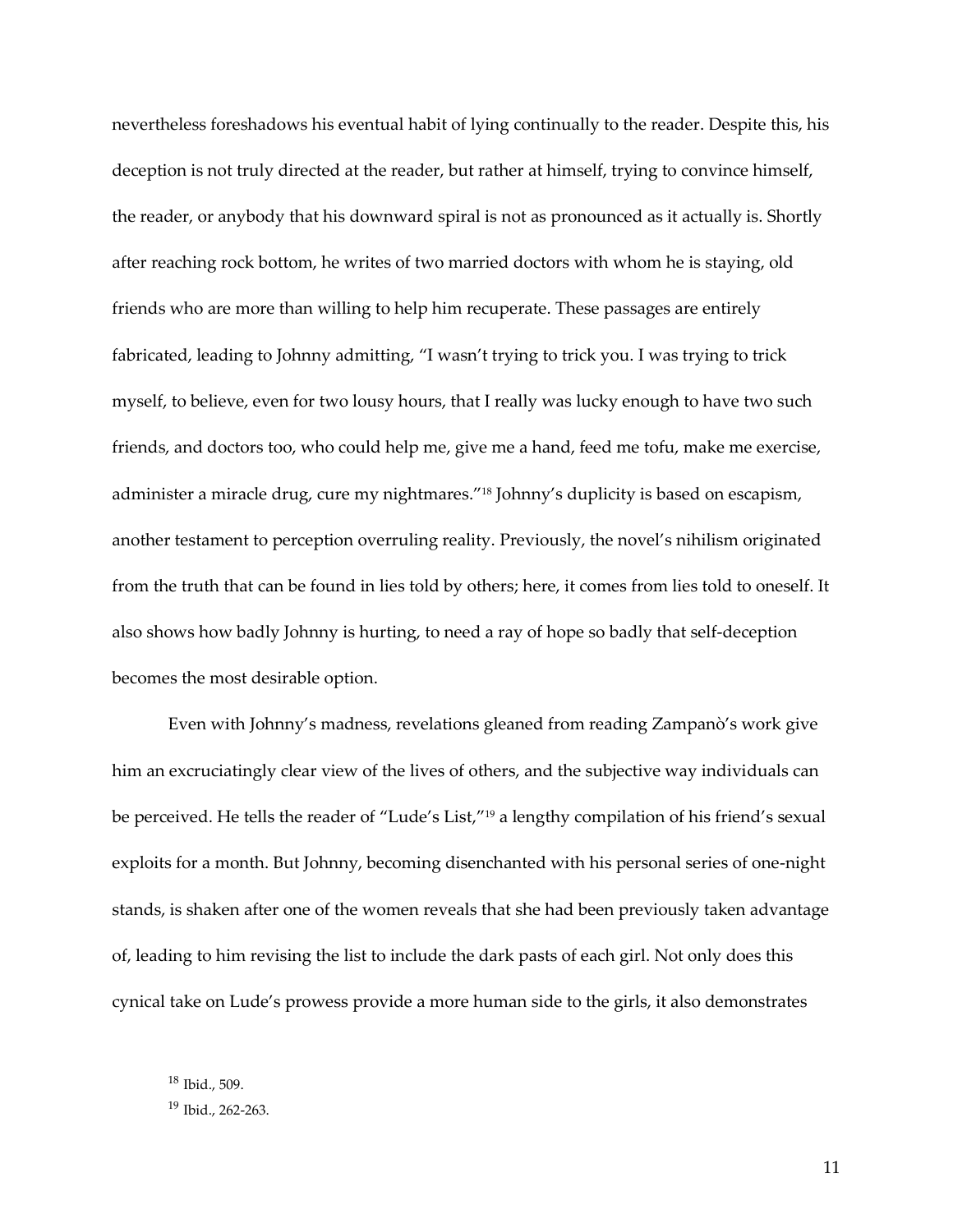nevertheless foreshadows his eventual habit of lying continually to the reader. Despite this, his deception is not truly directed at the reader, but rather at himself, trying to convince himself, the reader, or anybody that his downward spiral is not as pronounced as it actually is. Shortly after reaching rock bottom, he writes of two married doctors with whom he is staying, old friends who are more than willing to help him recuperate. These passages are entirely fabricated, leading to Johnny admitting, "I wasn't trying to trick you. I was trying to trick myself, to believe, even for two lousy hours, that I really was lucky enough to have two such friends, and doctors too, who could help me, give me a hand, feed me tofu, make me exercise, administer a miracle drug, cure my nightmares."[18] Johnny's duplicity is based on escapism, another testament to perception overruling reality. Previously, the novel's nihilism originated from the truth that can be found in lies told by others; here, it comes from lies told to oneself. It also shows how badly Johnny is hurting, to need a ray of hope so badly that self-deception becomes the most desirable option.

Even with Johnny's madness, revelations gleaned from reading Zampanò's work give him an excruciatingly clear view of the lives of others, and the subjective way individuals can be perceived. He tells the reader of "Lude's List,"[19] a lengthy compilation of his friend's sexual exploits for a month. But Johnny, becoming disenchanted with his personal series of one-night stands, is shaken after one of the women reveals that she had been previously taken advantage of, leading to him revising the list to include the dark pasts of each girl. Not only does this cynical take on Lude's prowess provide a more human side to the girls, it also demonstrates

[18] Ibid., 509.

[19] Ibid., 262-263.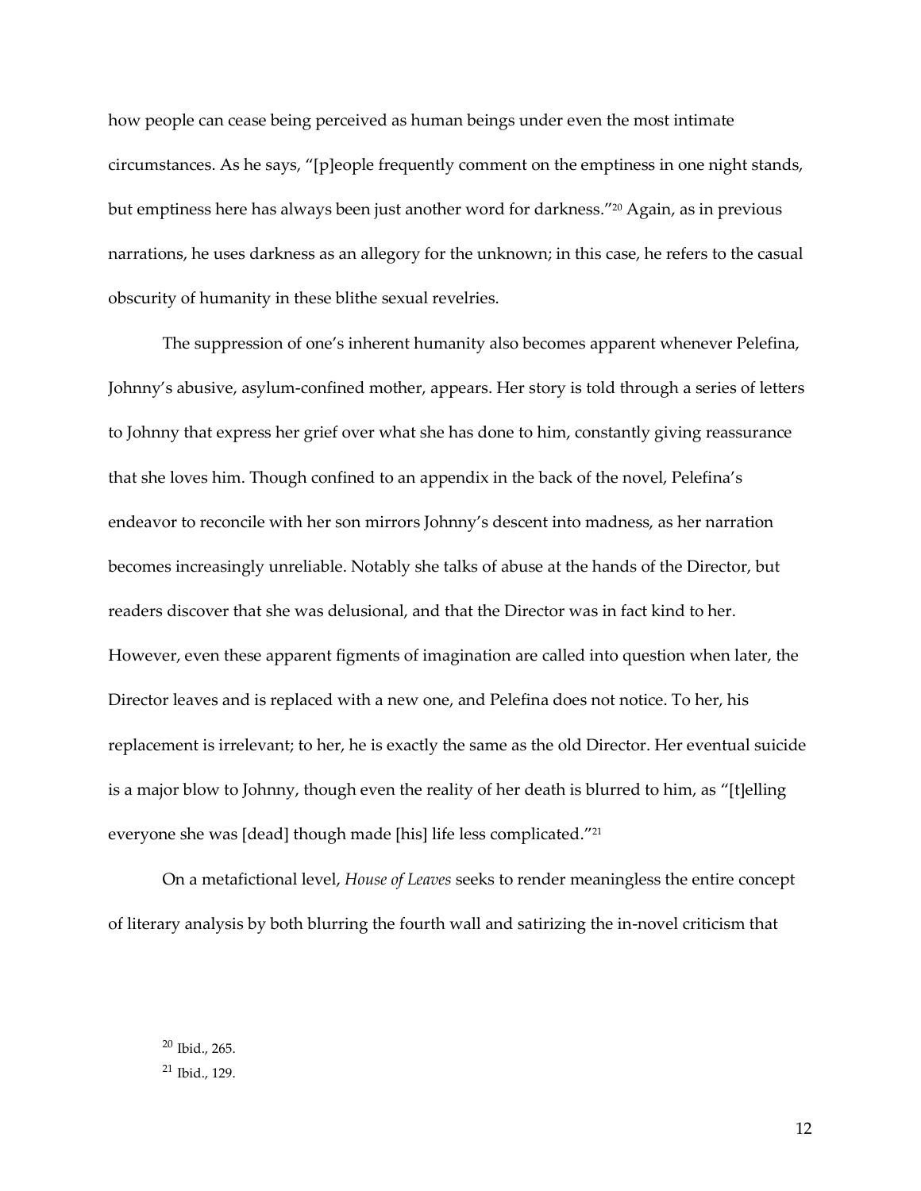how people can cease being perceived as human beings under even the most intimate circumstances. As he says, "[p]eople frequently comment on the emptiness in one night stands, but emptiness here has always been just another word for darkness."[20] Again, as in previous narrations, he uses darkness as an allegory for the unknown; in this case, he refers to the casual obscurity of humanity in these blithe sexual revelries.

The suppression of one's inherent humanity also becomes apparent whenever Pelefina, Johnny's abusive, asylum-confined mother, appears. Her story is told through a series of letters to Johnny that express her grief over what she has done to him, constantly giving reassurance that she loves him. Though confined to an appendix in the back of the novel, Pelefina's endeavor to reconcile with her son mirrors Johnny's descent into madness, as her narration becomes increasingly unreliable. Notably she talks of abuse at the hands of the Director, but readers discover that she was delusional, and that the Director was in fact kind to her. However, even these apparent figments of imagination are called into question when later, the Director leaves and is replaced with a new one, and Pelefina does not notice. To her, his replacement is irrelevant; to her, he is exactly the same as the old Director. Her eventual suicide is a major blow to Johnny, though even the reality of her death is blurred to him, as "[t]elling everyone she was [dead] though made [his] life less complicated."[21]

On a metafictional level, *House of Leaves* seeks to render meaningless the entire concept of literary analysis by both blurring the fourth wall and satirizing the in-novel criticism that

[20] Ibid., 265.

[21] Ibid., 129.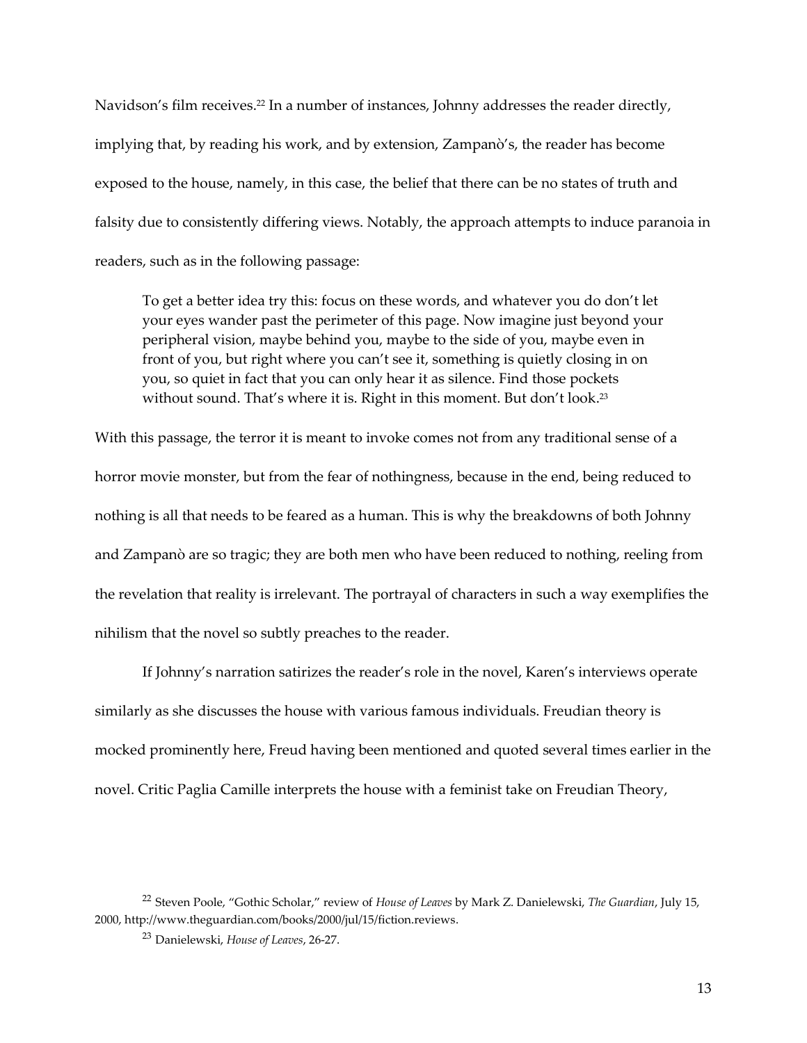Navidson's film receives.[22] In a number of instances, Johnny addresses the reader directly, implying that, by reading his work, and by extension, Zampanò's, the reader has become exposed to the house, namely, in this case, the belief that there can be no states of truth and falsity due to consistently differing views. Notably, the approach attempts to induce paranoia in readers, such as in the following passage:

> To get a better idea try this: focus on these words, and whatever you do don't let your eyes wander past the perimeter of this page. Now imagine just beyond your peripheral vision, maybe behind you, maybe to the side of you, maybe even in front of you, but right where you can't see it, something is quietly closing in on you, so quiet in fact that you can only hear it as silence. Find those pockets without sound. That's where it is. Right in this moment. But don't look.[23]

With this passage, the terror it is meant to invoke comes not from any traditional sense of a horror movie monster, but from the fear of nothingness, because in the end, being reduced to nothing is all that needs to be feared as a human. This is why the breakdowns of both Johnny and Zampanò are so tragic; they are both men who have been reduced to nothing, reeling from the revelation that reality is irrelevant. The portrayal of characters in such a way exemplifies the nihilism that the novel so subtly preaches to the reader.

If Johnny's narration satirizes the reader's role in the novel, Karen's interviews operate similarly as she discusses the house with various famous individuals. Freudian theory is mocked prominently here, Freud having been mentioned and quoted several times earlier in the novel. Critic Paglia Camille interprets the house with a feminist take on Freudian Theory,

[22] Steven Poole, "Gothic Scholar," review of *House of Leaves* by Mark Z. Danielewski, *The Guardian*, July 15, 2000, http://www.theguardian.com/books/2000/jul/15/fiction.reviews.

[23] Danielewski, *House of Leaves*, 26-27.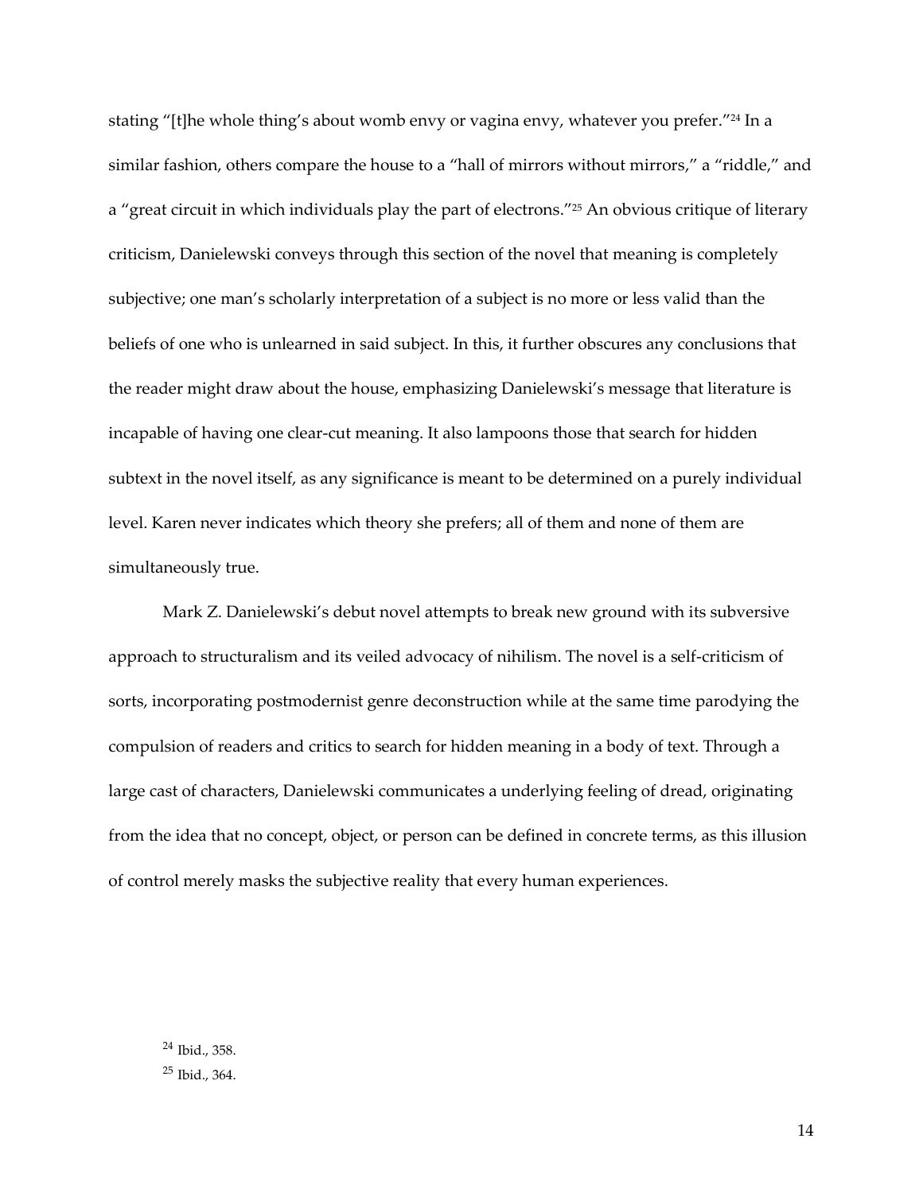stating "[t]he whole thing's about womb envy or vagina envy, whatever you prefer."[24] In a similar fashion, others compare the house to a "hall of mirrors without mirrors," a "riddle," and a "great circuit in which individuals play the part of electrons."[25] An obvious critique of literary criticism, Danielewski conveys through this section of the novel that meaning is completely subjective; one man's scholarly interpretation of a subject is no more or less valid than the beliefs of one who is unlearned in said subject. In this, it further obscures any conclusions that the reader might draw about the house, emphasizing Danielewski's message that literature is incapable of having one clear-cut meaning. It also lampoons those that search for hidden subtext in the novel itself, as any significance is meant to be determined on a purely individual level. Karen never indicates which theory she prefers; all of them and none of them are simultaneously true.

Mark Z. Danielewski's debut novel attempts to break new ground with its subversive approach to structuralism and its veiled advocacy of nihilism. The novel is a self-criticism of sorts, incorporating postmodernist genre deconstruction while at the same time parodying the compulsion of readers and critics to search for hidden meaning in a body of text. Through a large cast of characters, Danielewski communicates a underlying feeling of dread, originating from the idea that no concept, object, or person can be defined in concrete terms, as this illusion of control merely masks the subjective reality that every human experiences.

[24] Ibid., 358.

[25] Ibid., 364.